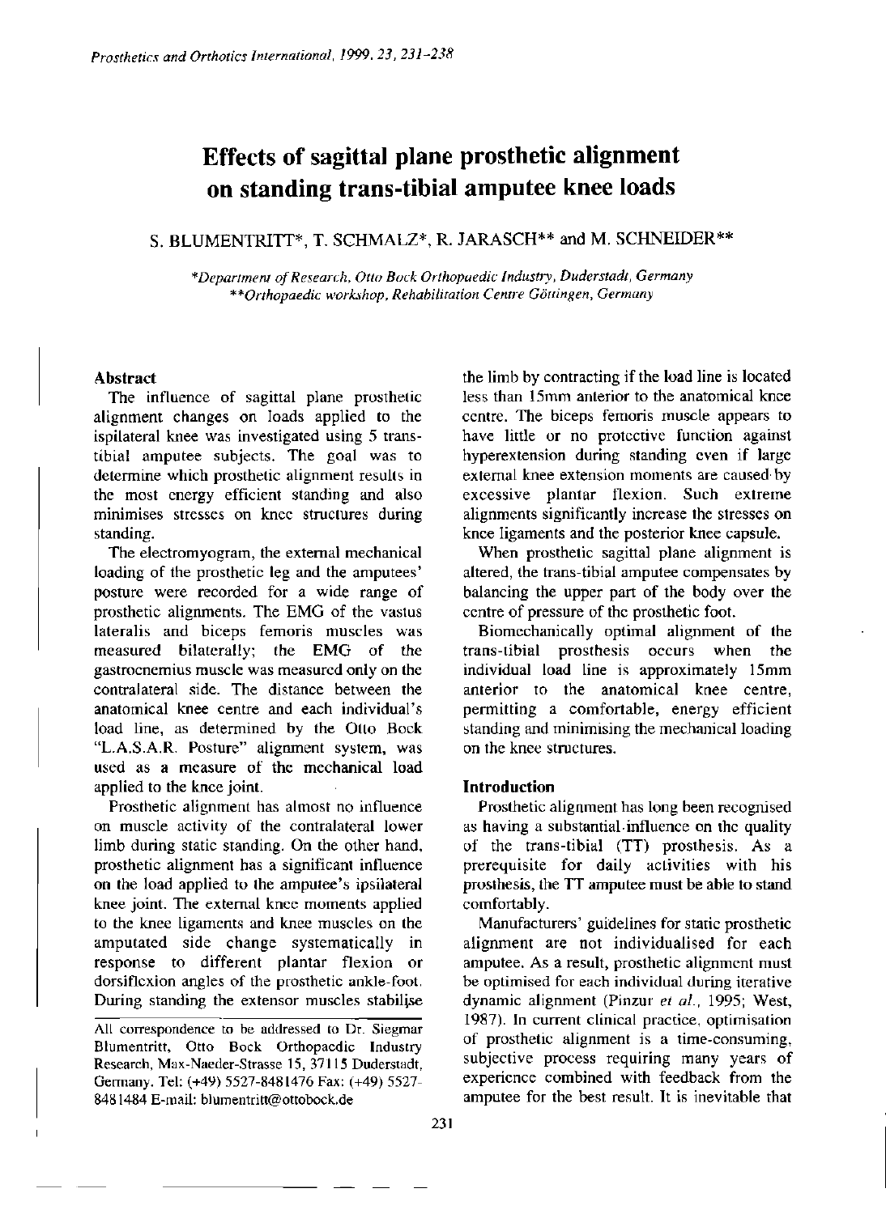# Effects of sagittal plane prosthetic alignment on standing trans-tibial amputee knee loads

S. BLUMENTRITT*, T. SCHMALZ*, R. JARASCH** and M. SCHNEIDER**

*\*Department of Research, Otto Bock Orthopaedic Industry, Duderstadt, Germany*
*\*\*Orthopaedic workshop, Rehabilitation Centre Göttingen, Germany*

## Abstract

The influence of sagittal plane prosthetic alignment changes on loads applied to the ispilateral knee was investigated using 5 trans-tibial amputee subjects. The goal was to determine which prosthetic alignment results in the most energy efficient standing and also minimises stresses on knee structures during standing.

The electromyogram, the external mechanical loading of the prosthetic leg and the amputees' posture were recorded for a wide range of prosthetic alignments. The EMG of the vastus lateralis and biceps femoris muscles was measured bilaterally; the EMG of the gastrocnemius muscle was measured only on the contralateral side. The distance between the anatomical knee centre and each individual's load line, as determined by the Otto Bock "L.A.S.A.R. Posture" alignment system, was used as a measure of the mechanical load applied to the knee joint.

Prosthetic alignment has almost no influence on muscle activity of the contralateral lower limb during static standing. On the other hand, prosthetic alignment has a significant influence on the load applied to the amputee's ipsilateral knee joint. The external knee moments applied to the knee ligaments and knee muscles on the amputated side change systematically in response to different plantar flexion or dorsiflexion angles of the prosthetic ankle-foot. During standing the extensor muscles stabilise the limb by contracting if the load line is located less than 15mm anterior to the anatomical knee centre. The biceps femoris muscle appears to have little or no protective function against hyperextension during standing even if large external knee extension moments are caused by excessive plantar flexion. Such extreme alignments significantly increase the stresses on knee ligaments and the posterior knee capsule.

When prosthetic sagittal plane alignment is altered, the trans-tibial amputee compensates by balancing the upper part of the body over the centre of pressure of the prosthetic foot.

Biomechanically optimal alignment of the trans-tibial prosthesis occurs when the individual load line is approximately 15mm anterior to the anatomical knee centre, permitting a comfortable, energy efficient standing and minimising the mechanical loading on the knee structures.

All correspondence to be addressed to Dr. Siegmar Blumentritt, Otto Bock Orthopaedic Industry Research, Max-Naeder-Strasse 15, 37115 Duderstadt, Germany. Tel: (+49) 5527-8481476 Fax: (+49) 5527-8481484 E-mail: blumentritt@ottobock.de

## Introduction

Prosthetic alignment has long been recognised as having a substantial influence on the quality of the trans-tibial (TT) prosthesis. As a prerequisite for daily activities with his prosthesis, the TT amputee must be able to stand comfortably.

Manufacturers' guidelines for static prosthetic alignment are not individualised for each amputee. As a result, prosthetic alignment must be optimised for each individual during iterative dynamic alignment (Pinzur *et al.*, 1995; West, 1987). In current clinical practice, optimisation of prosthetic alignment is a time-consuming, subjective process requiring many years of experience combined with feedback from the amputee for the best result. It is inevitable that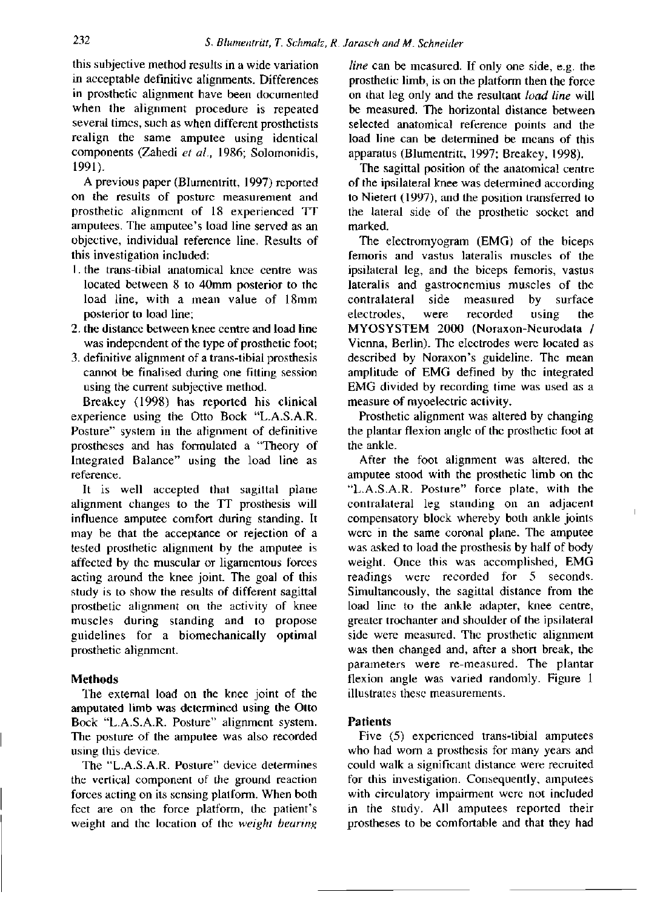this subjective method results in a wide variation in acceptable definitive alignments. Differences in prosthetic alignment have been documented when the alignment procedure is repeated several times, such as when different prosthetists realign the same amputee using identical components (Zahedi *et al.*, 1986; Solomonidis, 1991).

A previous paper (Blumentritt, 1997) reported on the results of posture measurement and prosthetic alignment of 18 experienced TT amputees. The amputee's load line served as an objective, individual reference line. Results of this investigation included:

1. the trans-tibial anatomical knee centre was located between 8 to 40mm posterior to the load line, with a mean value of 18mm posterior to load line;
2. the distance between knee centre and load line was independent of the type of prosthetic foot;
3. definitive alignment of a trans-tibial prosthesis cannot be finalised during one fitting session using the current subjective method.

Breakey (1998) has reported his clinical experience using the Otto Bock "L.A.S.A.R. Posture" system in the alignment of definitive prostheses and has formulated a "Theory of Integrated Balance" using the load line as reference.

It is well accepted that sagittal plane alignment changes to the TT prosthesis will influence amputee comfort during standing. It may be that the acceptance or rejection of a tested prosthetic alignment by the amputee is affected by the muscular or ligamentous forces acting around the knee joint. The goal of this study is to show the results of different sagittal prosthetic alignment on the activity of knee muscles during standing and to propose guidelines for a biomechanically optimal prosthetic alignment.

## Methods

The external load on the knee joint of the amputated limb was determined using the Otto Bock "L.A.S.A.R. Posture" alignment system. The posture of the amputee was also recorded using this device.

The "L.A.S.A.R. Posture" device determines the vertical component of the ground reaction forces acting on its sensing platform. When both feet are on the force platform, the patient's weight and the location of the *weight bearing line* can be measured. If only one side, e.g. the prosthetic limb, is on the platform then the force on that leg only and the resultant *load line* will be measured. The horizontal distance between selected anatomical reference points and the load line can be determined be means of this apparatus (Blumentritt, 1997; Breakey, 1998).

The sagittal position of the anatomical centre of the ipsilateral knee was determined according to Nietert (1997), and the position transferred to the lateral side of the prosthetic socket and marked.

The electromyogram (EMG) of the biceps femoris and vastus lateralis muscles of the ipsilateral leg, and the biceps femoris, vastus lateralis and gastrocnemius muscles of the contralateral side measured by surface electrodes, were recorded using the MYOSYSTEM 2000 (Noraxon-Neurodata / Vienna, Berlin). The electrodes were located as described by Noraxon's guideline. The mean amplitude of EMG defined by the integrated EMG divided by recording time was used as a measure of myoelectric activity.

Prosthetic alignment was altered by changing the plantar flexion angle of the prosthetic foot at the ankle.

After the foot alignment was altered, the amputee stood with the prosthetic limb on the "L.A.S.A.R. Posture" force plate, with the contralateral leg standing on an adjacent compensatory block whereby both ankle joints were in the same coronal plane. The amputee was asked to load the prosthesis by half of body weight. Once this was accomplished, EMG readings were recorded for 5 seconds. Simultaneously, the sagittal distance from the load line to the ankle adapter, knee centre, greater trochanter and shoulder of the ipsilateral side were measured. The prosthetic alignment was then changed and, after a short break, the parameters were re-measured. The plantar flexion angle was varied randomly. Figure 1 illustrates these measurements.

## Patients

Five (5) experienced trans-tibial amputees who had worn a prosthesis for many years and could walk a significant distance were recruited for this investigation. Consequently, amputees with circulatory impairment were not included in the study. All amputees reported their prostheses to be comfortable and that they had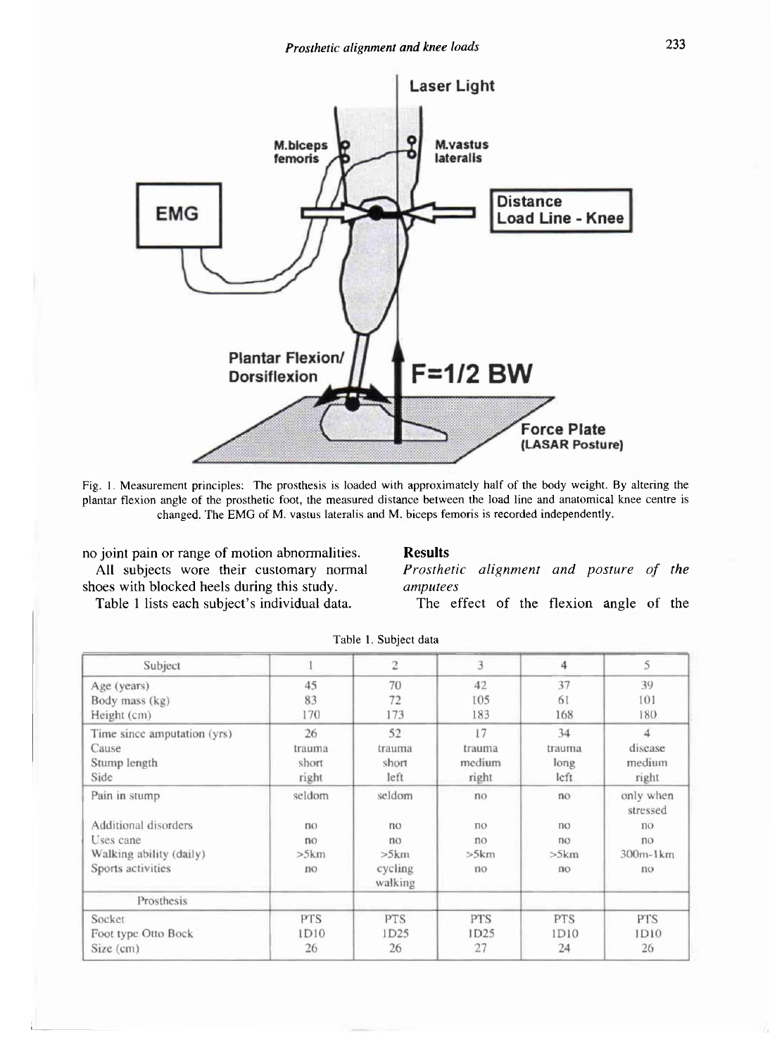Fig. 1. Measurement principles: The prosthesis is loaded with approximately half of the body weight. By altering the plantar flexion angle of the prosthetic foot, the measured distance between the load line and anatomical knee centre is changed. The EMG of M. vastus lateralis and M. biceps femoris is recorded independently.

no joint pain or range of motion abnormalities.

All subjects wore their customary normal shoes with blocked heels during this study.

Table 1 lists each subject's individual data.

Table 1. Subject data

| Subject | 1 | 2 | 3 | 4 | 5 |
|---|---|---|---|---|---|
| Age (years) | 45 | 70 | 42 | 37 | 39 |
| Body mass (kg) | 83 | 72 | 105 | 61 | 101 |
| Height (cm) | 170 | 173 | 183 | 168 | 180 |
| Time since amputation (yrs) | 26 | 52 | 17 | 34 | 4 |
| Cause | trauma | trauma | trauma | trauma | disease |
| Stump length | short | short | medium | long | medium |
| Side | right | left | right | left | right |
| Pain in stump | seldom | seldom | no | no | only when stressed |
| Additional disorders | no | no | no | no | no |
| Uses cane | no | no | no | no | no |
| Walking ability (daily) | >5km | >5km | >5km | >5km | 300m-1km |
| Sports activities | no | cycling walking | no | no | no |
| Prosthesis | | | | | |
| Socket | PTS | PTS | PTS | PTS | PTS |
| Foot type Otto Bock | 1D10 | 1D25 | 1D25 | 1D10 | 1D10 |
| Size (cm) | 26 | 26 | 27 | 24 | 26 |

## Results

### *Prosthetic alignment and posture of the amputees*

The effect of the flexion angle of the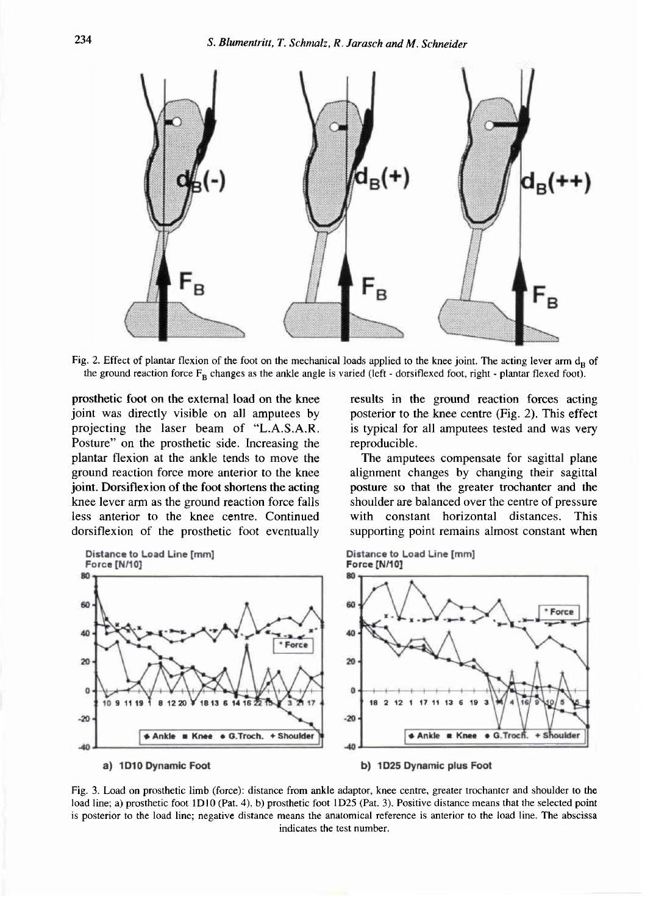Fig. 2. Effect of plantar flexion of the foot on the mechanical loads applied to the knee joint. The acting lever arm $d_B$ of the ground reaction force $F_B$ changes as the ankle angle is varied (left - dorsiflexed foot, right - plantar flexed foot).

prosthetic foot on the external load on the knee joint was directly visible on all amputees by projecting the laser beam of "L.A.S.A.R. Posture" on the prosthetic side. Increasing the plantar flexion at the ankle tends to move the ground reaction force more anterior to the knee joint. Dorsiflexion of the foot shortens the acting knee lever arm as the ground reaction force falls less anterior to the knee centre. Continued dorsiflexion of the prosthetic foot eventually results in the ground reaction forces acting posterior to the knee centre (Fig. 2). This effect is typical for all amputees tested and was very reproducible.

The amputees compensate for sagittal plane alignment changes by changing their sagittal posture so that the greater trochanter and the shoulder are balanced over the centre of pressure with constant horizontal distances. This supporting point remains almost constant when

a) 1D10 Dynamic Foot

b) 1D25 Dynamic plus Foot

Fig. 3. Load on prosthetic limb (force): distance from ankle adaptor, knee centre, greater trochanter and shoulder to the load line; a) prosthetic foot 1D10 (Pat. 4), b) prosthetic foot 1D25 (Pat. 3). Positive distance means that the selected point is posterior to the load line; negative distance means the anatomical reference is anterior to the load line. The abscissa indicates the test number.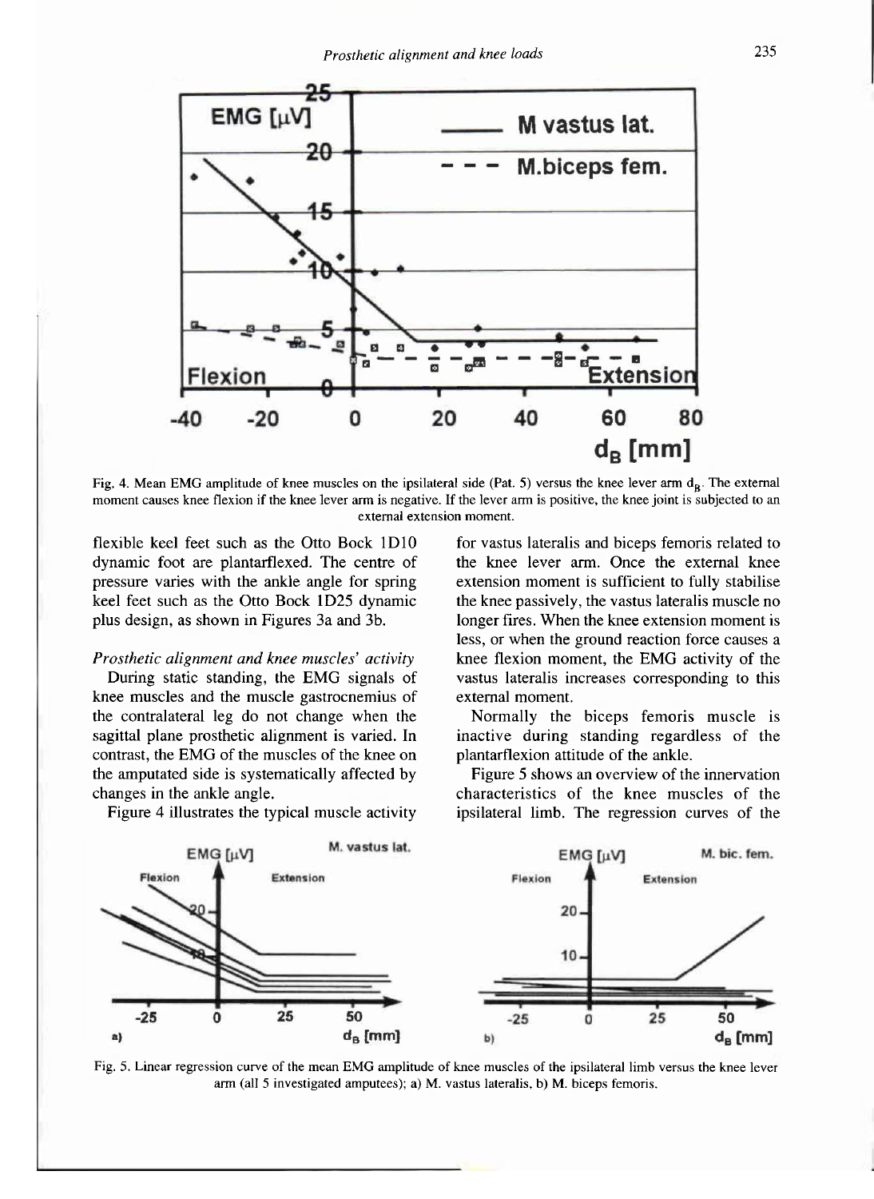Fig. 4. Mean EMG amplitude of knee muscles on the ipsilateral side (Pat. 5) versus the knee lever arm $d_B$. The external moment causes knee flexion if the knee lever arm is negative. If the lever arm is positive, the knee joint is subjected to an external extension moment.

flexible keel feet such as the Otto Bock 1D10 dynamic foot are plantarflexed. The centre of pressure varies with the ankle angle for spring keel feet such as the Otto Bock 1D25 dynamic plus design, as shown in Figures 3a and 3b.

*Prosthetic alignment and knee muscles' activity*

During static standing, the EMG signals of knee muscles and the muscle gastrocnemius of the contralateral leg do not change when the sagittal plane prosthetic alignment is varied. In contrast, the EMG of the muscles of the knee on the amputated side is systematically affected by changes in the ankle angle.

Figure 4 illustrates the typical muscle activity for vastus lateralis and biceps femoris related to the knee lever arm. Once the external knee extension moment is sufficient to fully stabilise the knee passively, the vastus lateralis muscle no longer fires. When the knee extension moment is less, or when the ground reaction force causes a knee flexion moment, the EMG activity of the vastus lateralis increases corresponding to this external moment.

Normally the biceps femoris muscle is inactive during standing regardless of the plantarflexion attitude of the ankle.

Figure 5 shows an overview of the innervation characteristics of the knee muscles of the ipsilateral limb. The regression curves of the

Fig. 5. Linear regression curve of the mean EMG amplitude of knee muscles of the ipsilateral limb versus the knee lever arm (all 5 investigated amputees); a) M. vastus lateralis, b) M. biceps femoris.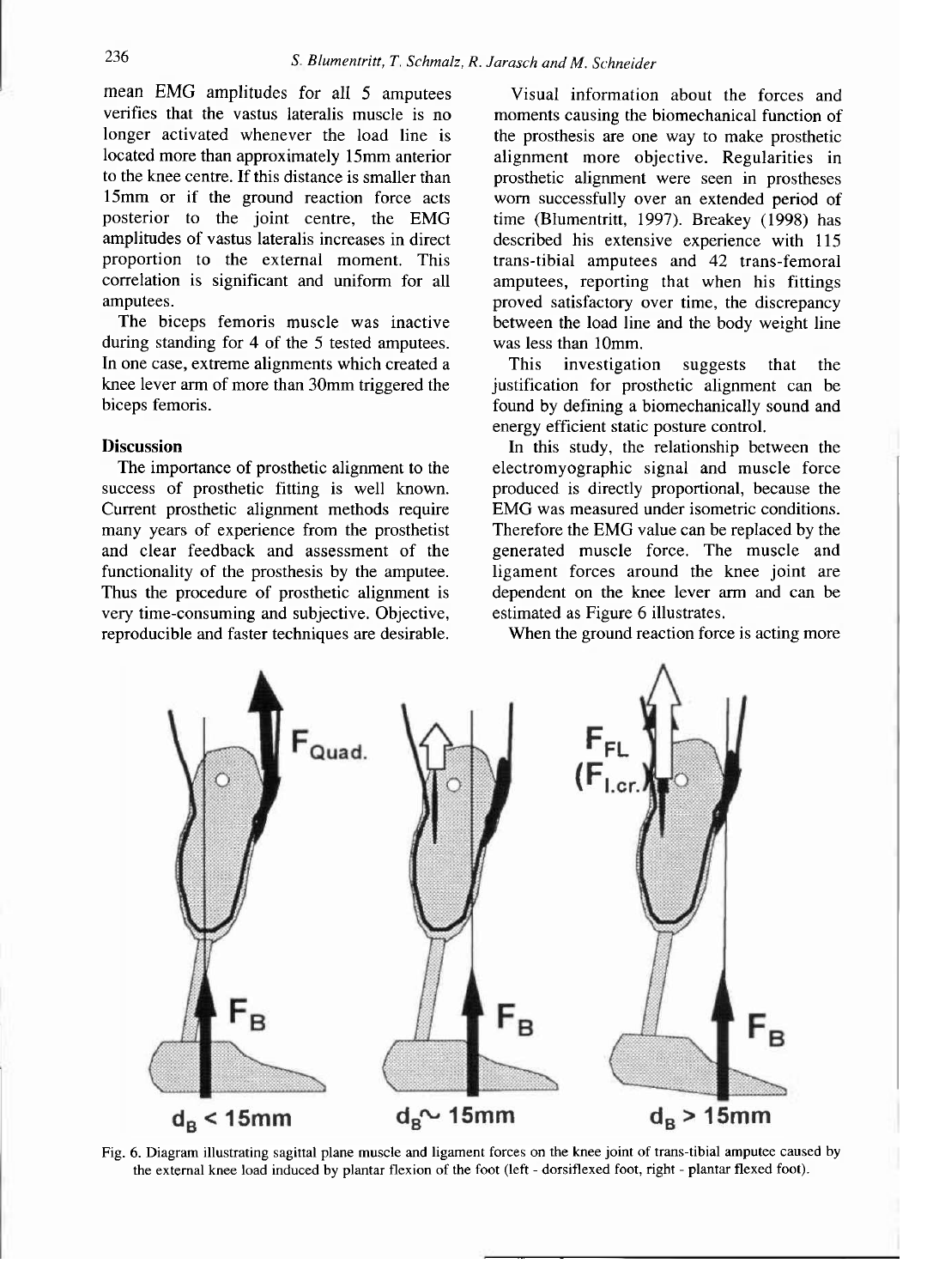mean EMG amplitudes for all 5 amputees verifies that the vastus lateralis muscle is no longer activated whenever the load line is located more than approximately 15mm anterior to the knee centre. If this distance is smaller than 15mm or if the ground reaction force acts posterior to the joint centre, the EMG amplitudes of vastus lateralis increases in direct proportion to the external moment. This correlation is significant and uniform for all amputees.

The biceps femoris muscle was inactive during standing for 4 of the 5 tested amputees. In one case, extreme alignments which created a knee lever arm of more than 30mm triggered the biceps femoris.

## Discussion

The importance of prosthetic alignment to the success of prosthetic fitting is well known. Current prosthetic alignment methods require many years of experience from the prosthetist and clear feedback and assessment of the functionality of the prosthesis by the amputee. Thus the procedure of prosthetic alignment is very time-consuming and subjective. Objective, reproducible and faster techniques are desirable.

Visual information about the forces and moments causing the biomechanical function of the prosthesis are one way to make prosthetic alignment more objective. Regularities in prosthetic alignment were seen in prostheses worn successfully over an extended period of time (Blumentritt, 1997). Breakey (1998) has described his extensive experience with 115 trans-tibial amputees and 42 trans-femoral amputees, reporting that when his fittings proved satisfactory over time, the discrepancy between the load line and the body weight line was less than 10mm.

This investigation suggests that the justification for prosthetic alignment can be found by defining a biomechanically sound and energy efficient static posture control.

In this study, the relationship between the electromyographic signal and muscle force produced is directly proportional, because the EMG was measured under isometric conditions. Therefore the EMG value can be replaced by the generated muscle force. The muscle and ligament forces around the knee joint are dependent on the knee lever arm and can be estimated as Figure 6 illustrates.

When the ground reaction force is acting more

Fig. 6. Diagram illustrating sagittal plane muscle and ligament forces on the knee joint of trans-tibial amputee caused by the external knee load induced by plantar flexion of the foot (left - dorsiflexed foot, right - plantar flexed foot).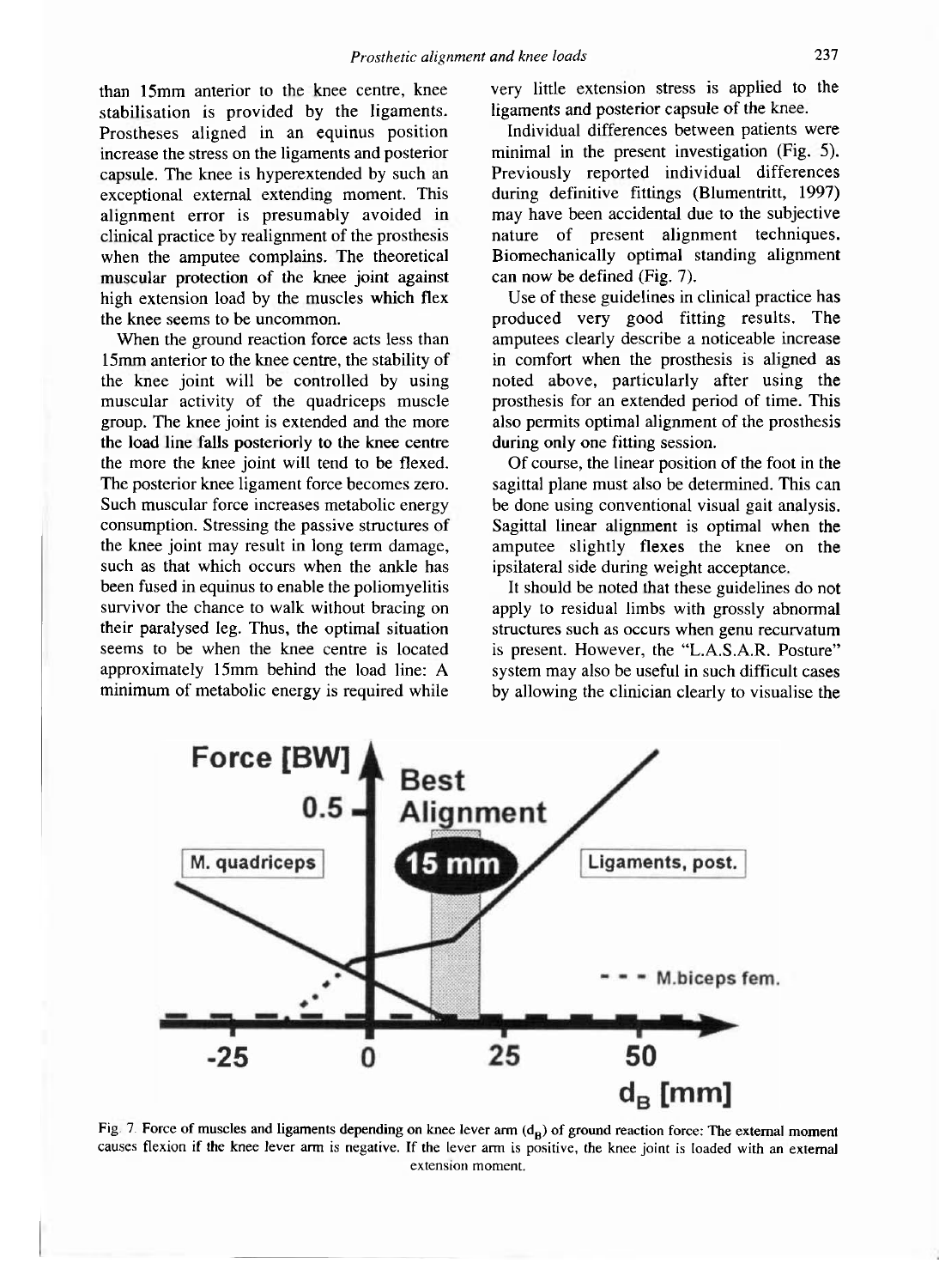than 15mm anterior to the knee centre, knee stabilisation is provided by the ligaments. Prostheses aligned in an equinus position increase the stress on the ligaments and posterior capsule. The knee is hyperextended by such an exceptional external extending moment. This alignment error is presumably avoided in clinical practice by realignment of the prosthesis when the amputee complains. The theoretical muscular protection of the knee joint against high extension load by the muscles which flex the knee seems to be uncommon.

When the ground reaction force acts less than 15mm anterior to the knee centre, the stability of the knee joint will be controlled by using muscular activity of the quadriceps muscle group. The knee joint is extended and the more the load line falls posteriorly to the knee centre the more the knee joint will tend to be flexed. The posterior knee ligament force becomes zero. Such muscular force increases metabolic energy consumption. Stressing the passive structures of the knee joint may result in long term damage, such as that which occurs when the ankle has been fused in equinus to enable the poliomyelitis survivor the chance to walk without bracing on their paralysed leg. Thus, the optimal situation seems to be when the knee centre is located approximately 15mm behind the load line: A minimum of metabolic energy is required while very little extension stress is applied to the ligaments and posterior capsule of the knee.

Individual differences between patients were minimal in the present investigation (Fig. 5). Previously reported individual differences during definitive fittings (Blumentritt, 1997) may have been accidental due to the subjective nature of present alignment techniques. Biomechanically optimal standing alignment can now be defined (Fig. 7).

Use of these guidelines in clinical practice has produced very good fitting results. The amputees clearly describe a noticeable increase in comfort when the prosthesis is aligned as noted above, particularly after using the prosthesis for an extended period of time. This also permits optimal alignment of the prosthesis during only one fitting session.

Of course, the linear position of the foot in the sagittal plane must also be determined. This can be done using conventional visual gait analysis. Sagittal linear alignment is optimal when the amputee slightly flexes the knee on the ipsilateral side during weight acceptance.

It should be noted that these guidelines do not apply to residual limbs with grossly abnormal structures such as occurs when genu recurvatum is present. However, the "L.A.S.A.R. Posture" system may also be useful in such difficult cases by allowing the clinician clearly to visualise the

Fig. 7. Force of muscles and ligaments depending on knee lever arm ($d_B$) of ground reaction force: The external moment causes flexion if the knee lever arm is negative. If the lever arm is positive, the knee joint is loaded with an external extension moment.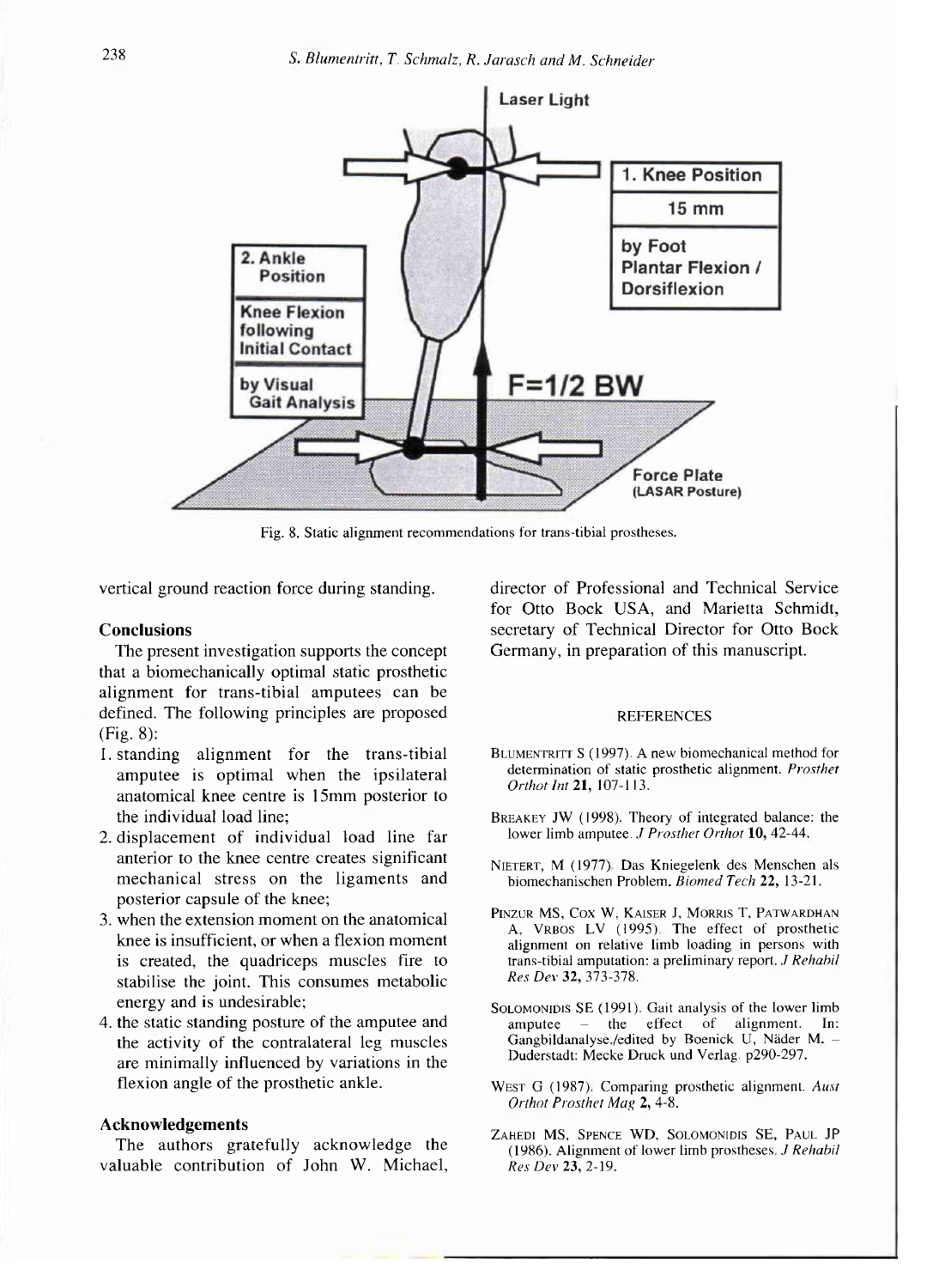Laser Light

1. Knee Position

15 mm

by Foot Plantar Flexion / Dorsiflexion

2. Ankle Position

Knee Flexion following Initial Contact

by Visual Gait Analysis

F=1/2 BW

Force Plate (LASAR Posture)

Fig. 8. Static alignment recommendations for trans-tibial prostheses.

vertical ground reaction force during standing.

## Conclusions

The present investigation supports the concept that a biomechanically optimal static prosthetic alignment for trans-tibial amputees can be defined. The following principles are proposed (Fig. 8):

1. standing alignment for the trans-tibial amputee is optimal when the ipsilateral anatomical knee centre is 15mm posterior to the individual load line;
2. displacement of individual load line far anterior to the knee centre creates significant mechanical stress on the ligaments and posterior capsule of the knee;
3. when the extension moment on the anatomical knee is insufficient, or when a flexion moment is created, the quadriceps muscles fire to stabilise the joint. This consumes metabolic energy and is undesirable;
4. the static standing posture of the amputee and the activity of the contralateral leg muscles are minimally influenced by variations in the flexion angle of the prosthetic ankle.

## Acknowledgements

The authors gratefully acknowledge the valuable contribution of John W. Michael, director of Professional and Technical Service for Otto Bock USA, and Marietta Schmidt, secretary of Technical Director for Otto Bock Germany, in preparation of this manuscript.

## REFERENCES

Blumentritt S (1997). A new biomechanical method for determination of static prosthetic alignment. *Prosthet Orthot Int* **21**, 107-113.

Breakey JW (1998). Theory of integrated balance: the lower limb amputee. *J Prosthet Orthot* **10**, 42-44.

Nietert, M (1977). Das Kniegelenk des Menschen als biomechanischen Problem. *Biomed Tech* **22**, 13-21.

Pinzur MS, Cox W, Kaiser J, Morris T, Patwardhan A, Vrbos LV (1995). The effect of prosthetic alignment on relative limb loading in persons with trans-tibial amputation: a preliminary report. *J Rehabil Res Dev* **32**, 373-378.

Solomonidis SE (1991). Gait analysis of the lower limb amputee – the effect of alignment. In: Gangbildanalyse./edited by Boenick U, Näder M. – Duderstadt: Mecke Druck und Verlag. p290-297.

West G (1987). Comparing prosthetic alignment. *Aust Orthot Prosthet Mag* **2**, 4-8.

Zahedi MS, Spence WD, Solomonidis SE, Paul JP (1986). Alignment of lower limb prostheses. *J Rehabil Res Dev* **23**, 2-19.